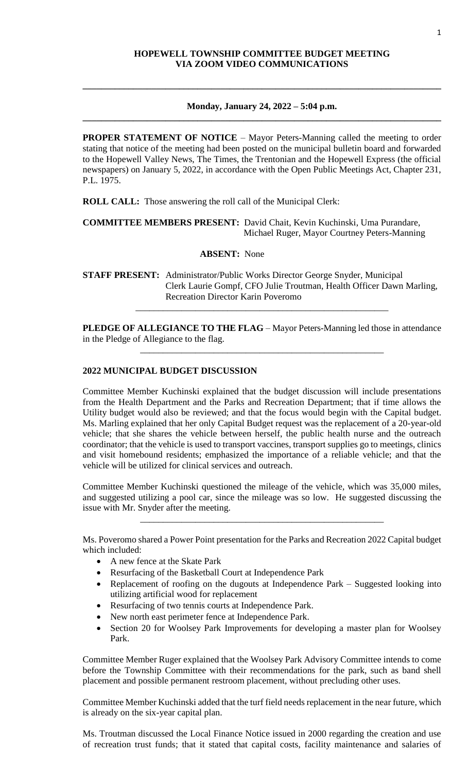**HOPEWELL TOWNSHIP COMMITTEE BUDGET MEETING**
**VIA ZOOM VIDEO COMMUNICATIONS**

---

**Monday, January 24, 2022 – 5:04 p.m.**

---

**PROPER STATEMENT OF NOTICE** – Mayor Peters-Manning called the meeting to order stating that notice of the meeting had been posted on the municipal bulletin board and forwarded to the Hopewell Valley News, The Times, the Trentonian and the Hopewell Express (the official newspapers) on January 5, 2022, in accordance with the Open Public Meetings Act, Chapter 231, P.L. 1975.

**ROLL CALL:** Those answering the roll call of the Municipal Clerk:

**COMMITTEE MEMBERS PRESENT:** David Chait, Kevin Kuchinski, Uma Purandare, Michael Ruger, Mayor Courtney Peters-Manning

**ABSENT:** None

**STAFF PRESENT:** Administrator/Public Works Director George Snyder, Municipal Clerk Laurie Gompf, CFO Julie Troutman, Health Officer Dawn Marling, Recreation Director Karin Poveromo

---

**PLEDGE OF ALLEGIANCE TO THE FLAG** – Mayor Peters-Manning led those in attendance in the Pledge of Allegiance to the flag.

---

**2022 MUNICIPAL BUDGET DISCUSSION**

Committee Member Kuchinski explained that the budget discussion will include presentations from the Health Department and the Parks and Recreation Department; that if time allows the Utility budget would also be reviewed; and that the focus would begin with the Capital budget. Ms. Marling explained that her only Capital Budget request was the replacement of a 20-year-old vehicle; that she shares the vehicle between herself, the public health nurse and the outreach coordinator; that the vehicle is used to transport vaccines, transport supplies go to meetings, clinics and visit homebound residents; emphasized the importance of a reliable vehicle; and that the vehicle will be utilized for clinical services and outreach.

Committee Member Kuchinski questioned the mileage of the vehicle, which was 35,000 miles, and suggested utilizing a pool car, since the mileage was so low. He suggested discussing the issue with Mr. Snyder after the meeting.

---

Ms. Poveromo shared a Power Point presentation for the Parks and Recreation 2022 Capital budget which included:

- A new fence at the Skate Park
- Resurfacing of the Basketball Court at Independence Park
- Replacement of roofing on the dugouts at Independence Park – Suggested looking into utilizing artificial wood for replacement
- Resurfacing of two tennis courts at Independence Park.
- New north east perimeter fence at Independence Park.
- Section 20 for Woolsey Park Improvements for developing a master plan for Woolsey Park.

Committee Member Ruger explained that the Woolsey Park Advisory Committee intends to come before the Township Committee with their recommendations for the park, such as band shell placement and possible permanent restroom placement, without precluding other uses.

Committee Member Kuchinski added that the turf field needs replacement in the near future, which is already on the six-year capital plan.

Ms. Troutman discussed the Local Finance Notice issued in 2000 regarding the creation and use of recreation trust funds; that it stated that capital costs, facility maintenance and salaries of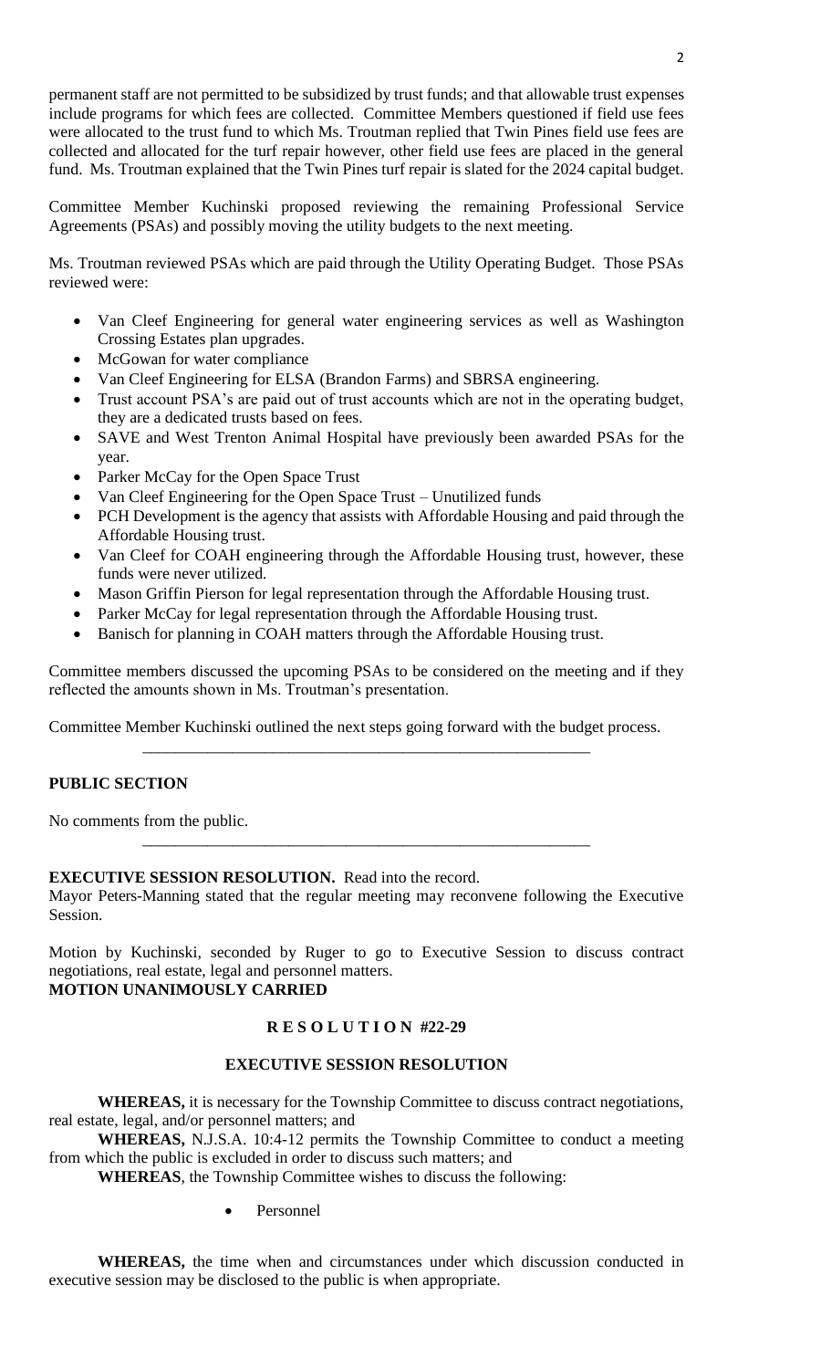permanent staff are not permitted to be subsidized by trust funds; and that allowable trust expenses include programs for which fees are collected. Committee Members questioned if field use fees were allocated to the trust fund to which Ms. Troutman replied that Twin Pines field use fees are collected and allocated for the turf repair however, other field use fees are placed in the general fund. Ms. Troutman explained that the Twin Pines turf repair is slated for the 2024 capital budget.

Committee Member Kuchinski proposed reviewing the remaining Professional Service Agreements (PSAs) and possibly moving the utility budgets to the next meeting.

Ms. Troutman reviewed PSAs which are paid through the Utility Operating Budget. Those PSAs reviewed were:

- Van Cleef Engineering for general water engineering services as well as Washington Crossing Estates plan upgrades.
- McGowan for water compliance
- Van Cleef Engineering for ELSA (Brandon Farms) and SBRSA engineering.
- Trust account PSA's are paid out of trust accounts which are not in the operating budget, they are a dedicated trusts based on fees.
- SAVE and West Trenton Animal Hospital have previously been awarded PSAs for the year.
- Parker McCay for the Open Space Trust
- Van Cleef Engineering for the Open Space Trust – Unutilized funds
- PCH Development is the agency that assists with Affordable Housing and paid through the Affordable Housing trust.
- Van Cleef for COAH engineering through the Affordable Housing trust, however, these funds were never utilized.
- Mason Griffin Pierson for legal representation through the Affordable Housing trust.
- Parker McCay for legal representation through the Affordable Housing trust.
- Banisch for planning in COAH matters through the Affordable Housing trust.

Committee members discussed the upcoming PSAs to be considered on the meeting and if they reflected the amounts shown in Ms. Troutman's presentation.

Committee Member Kuchinski outlined the next steps going forward with the budget process.

---

**PUBLIC SECTION**

No comments from the public.

---

**EXECUTIVE SESSION RESOLUTION.** Read into the record.

Mayor Peters-Manning stated that the regular meeting may reconvene following the Executive Session.

Motion by Kuchinski, seconded by Ruger to go to Executive Session to discuss contract negotiations, real estate, legal and personnel matters.

**MOTION UNANIMOUSLY CARRIED**

**R E S O L U T I O N #22-29**

**EXECUTIVE SESSION RESOLUTION**

**WHEREAS,** it is necessary for the Township Committee to discuss contract negotiations, real estate, legal, and/or personnel matters; and

**WHEREAS,** N.J.S.A. 10:4-12 permits the Township Committee to conduct a meeting from which the public is excluded in order to discuss such matters; and

**WHEREAS**, the Township Committee wishes to discuss the following:

- Personnel

**WHEREAS,** the time when and circumstances under which discussion conducted in executive session may be disclosed to the public is when appropriate.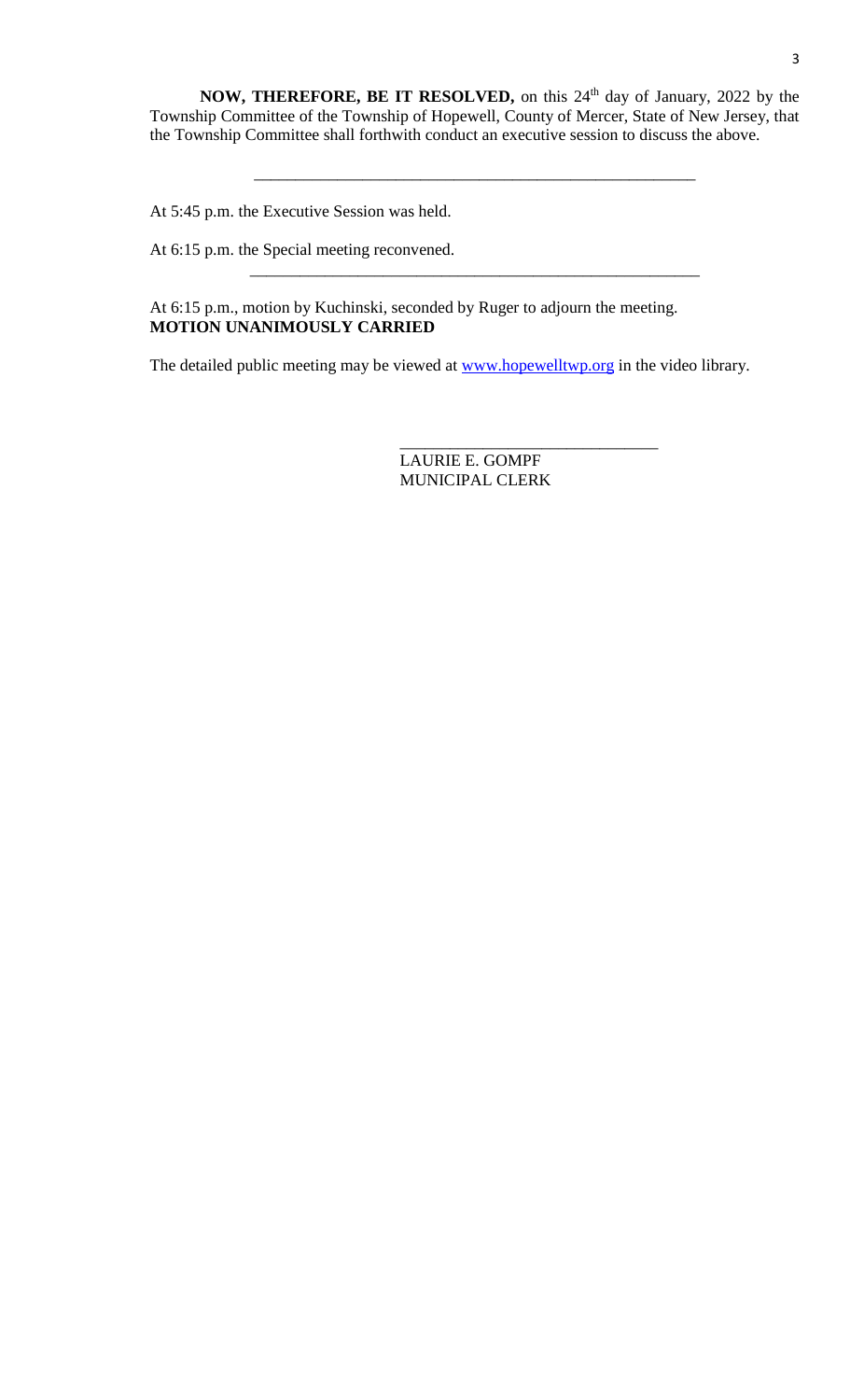**NOW, THEREFORE, BE IT RESOLVED,** on this 24th day of January, 2022 by the Township Committee of the Township of Hopewell, County of Mercer, State of New Jersey, that the Township Committee shall forthwith conduct an executive session to discuss the above.

---

At 5:45 p.m. the Executive Session was held.

At 6:15 p.m. the Special meeting reconvened.

---

At 6:15 p.m., motion by Kuchinski, seconded by Ruger to adjourn the meeting.
**MOTION UNANIMOUSLY CARRIED**

The detailed public meeting may be viewed at www.hopewelltwp.org in the video library.

\_\_\_\_\_\_\_\_\_\_\_\_\_\_\_\_\_\_\_\_\_\_\_\_\_\_\_\_\_\_

LAURIE E. GOMPF
MUNICIPAL CLERK